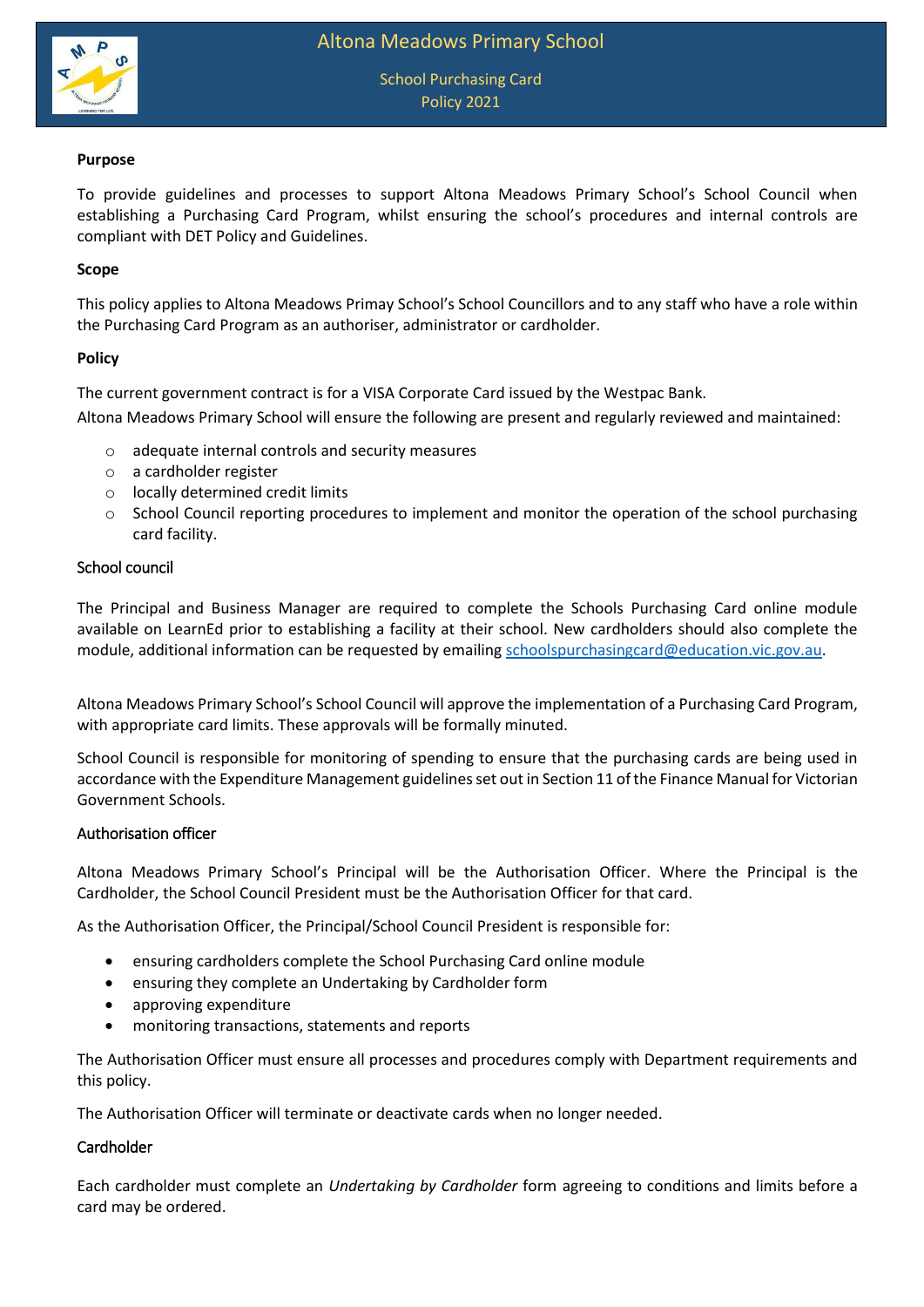# Altona Meadows Primary School

## School Purchasing Card Policy 2021

**Purpose**

To provide guidelines and processes to support Altona Meadows Primary School's School Council when establishing a Purchasing Card Program, whilst ensuring the school's procedures and internal controls are compliant with DET Policy and Guidelines.

**Scope**

This policy applies to Altona Meadows Primay School's School Councillors and to any staff who have a role within the Purchasing Card Program as an authoriser, administrator or cardholder.

**Policy**

The current government contract is for a VISA Corporate Card issued by the Westpac Bank.

Altona Meadows Primary School will ensure the following are present and regularly reviewed and maintained:

- adequate internal controls and security measures
- a cardholder register
- locally determined credit limits
- School Council reporting procedures to implement and monitor the operation of the school purchasing card facility.

School council

The Principal and Business Manager are required to complete the Schools Purchasing Card online module available on LearnEd prior to establishing a facility at their school. New cardholders should also complete the module, additional information can be requested by emailing schoolspurchasingcard@education.vic.gov.au.

Altona Meadows Primary School's School Council will approve the implementation of a Purchasing Card Program, with appropriate card limits. These approvals will be formally minuted.

School Council is responsible for monitoring of spending to ensure that the purchasing cards are being used in accordance with the Expenditure Management guidelines set out in Section 11 of the Finance Manual for Victorian Government Schools.

Authorisation officer

Altona Meadows Primary School's Principal will be the Authorisation Officer. Where the Principal is the Cardholder, the School Council President must be the Authorisation Officer for that card.

As the Authorisation Officer, the Principal/School Council President is responsible for:

- ensuring cardholders complete the School Purchasing Card online module
- ensuring they complete an Undertaking by Cardholder form
- approving expenditure
- monitoring transactions, statements and reports

The Authorisation Officer must ensure all processes and procedures comply with Department requirements and this policy.

The Authorisation Officer will terminate or deactivate cards when no longer needed.

Cardholder

Each cardholder must complete an *Undertaking by Cardholder* form agreeing to conditions and limits before a card may be ordered.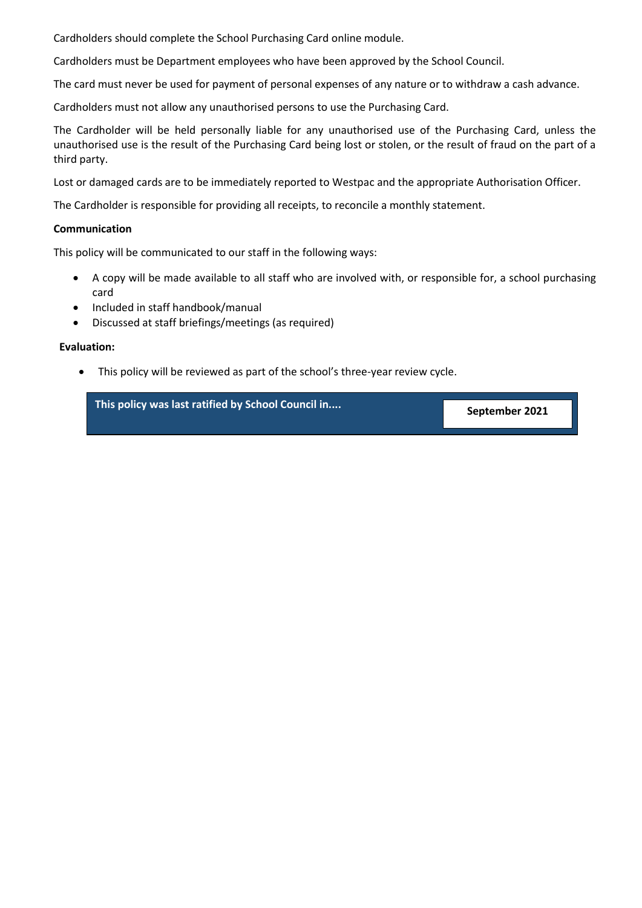Cardholders should complete the School Purchasing Card online module.

Cardholders must be Department employees who have been approved by the School Council.

The card must never be used for payment of personal expenses of any nature or to withdraw a cash advance.

Cardholders must not allow any unauthorised persons to use the Purchasing Card.

The Cardholder will be held personally liable for any unauthorised use of the Purchasing Card, unless the unauthorised use is the result of the Purchasing Card being lost or stolen, or the result of fraud on the part of a third party.

Lost or damaged cards are to be immediately reported to Westpac and the appropriate Authorisation Officer.

The Cardholder is responsible for providing all receipts, to reconcile a monthly statement.

**Communication**

This policy will be communicated to our staff in the following ways:

- A copy will be made available to all staff who are involved with, or responsible for, a school purchasing card
- Included in staff handbook/manual
- Discussed at staff briefings/meetings (as required)

**Evaluation:**

- This policy will be reviewed as part of the school's three-year review cycle.

| | |
|---|---|
| **This policy was last ratified by School Council in....** | **September 2021** |